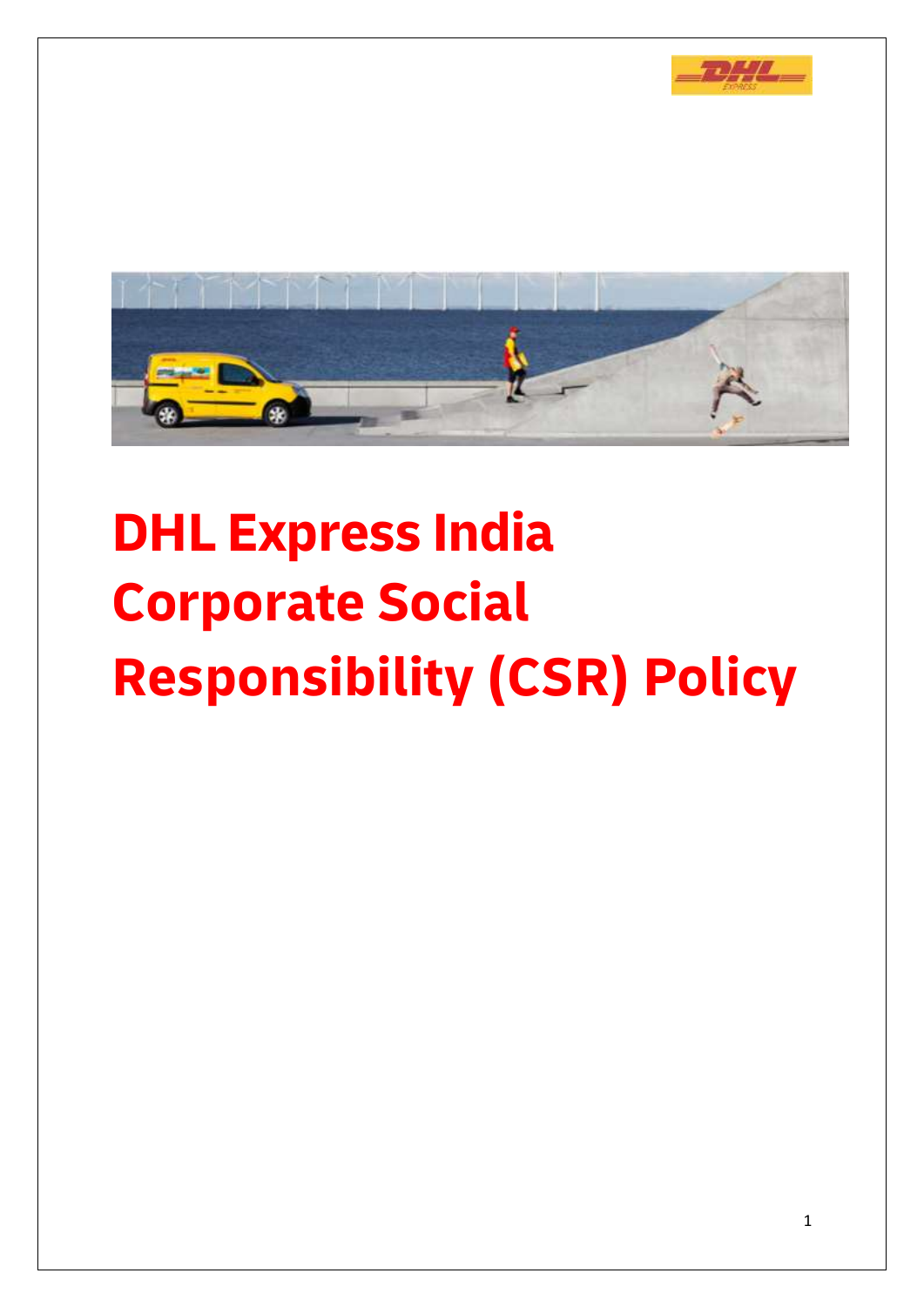# DHL Express India Corporate Social Responsibility (CSR) Policy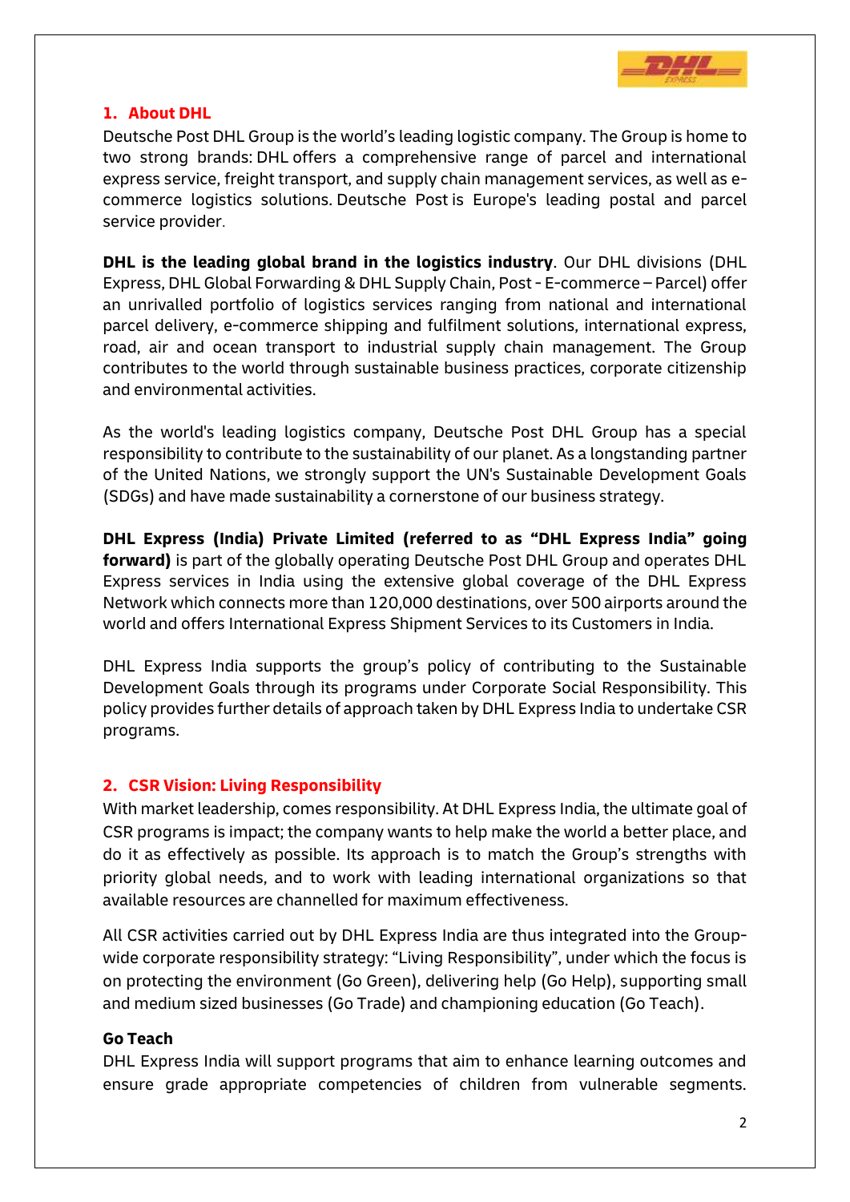## 1. About DHL

Deutsche Post DHL Group is the world's leading logistic company. The Group is home to two strong brands: DHL offers a comprehensive range of parcel and international express service, freight transport, and supply chain management services, as well as e-commerce logistics solutions. Deutsche Post is Europe's leading postal and parcel service provider.

**DHL is the leading global brand in the logistics industry**. Our DHL divisions (DHL Express, DHL Global Forwarding & DHL Supply Chain, Post - E-commerce – Parcel) offer an unrivalled portfolio of logistics services ranging from national and international parcel delivery, e-commerce shipping and fulfilment solutions, international express, road, air and ocean transport to industrial supply chain management. The Group contributes to the world through sustainable business practices, corporate citizenship and environmental activities.

As the world's leading logistics company, Deutsche Post DHL Group has a special responsibility to contribute to the sustainability of our planet. As a longstanding partner of the United Nations, we strongly support the UN's Sustainable Development Goals (SDGs) and have made sustainability a cornerstone of our business strategy.

**DHL Express (India) Private Limited (referred to as "DHL Express India" going forward)** is part of the globally operating Deutsche Post DHL Group and operates DHL Express services in India using the extensive global coverage of the DHL Express Network which connects more than 120,000 destinations, over 500 airports around the world and offers International Express Shipment Services to its Customers in India.

DHL Express India supports the group's policy of contributing to the Sustainable Development Goals through its programs under Corporate Social Responsibility. This policy provides further details of approach taken by DHL Express India to undertake CSR programs.

## 2. CSR Vision: Living Responsibility

With market leadership, comes responsibility. At DHL Express India, the ultimate goal of CSR programs is impact; the company wants to help make the world a better place, and do it as effectively as possible. Its approach is to match the Group's strengths with priority global needs, and to work with leading international organizations so that available resources are channelled for maximum effectiveness.

All CSR activities carried out by DHL Express India are thus integrated into the Group-wide corporate responsibility strategy: "Living Responsibility", under which the focus is on protecting the environment (Go Green), delivering help (Go Help), supporting small and medium sized businesses (Go Trade) and championing education (Go Teach).

### Go Teach

DHL Express India will support programs that aim to enhance learning outcomes and ensure grade appropriate competencies of children from vulnerable segments.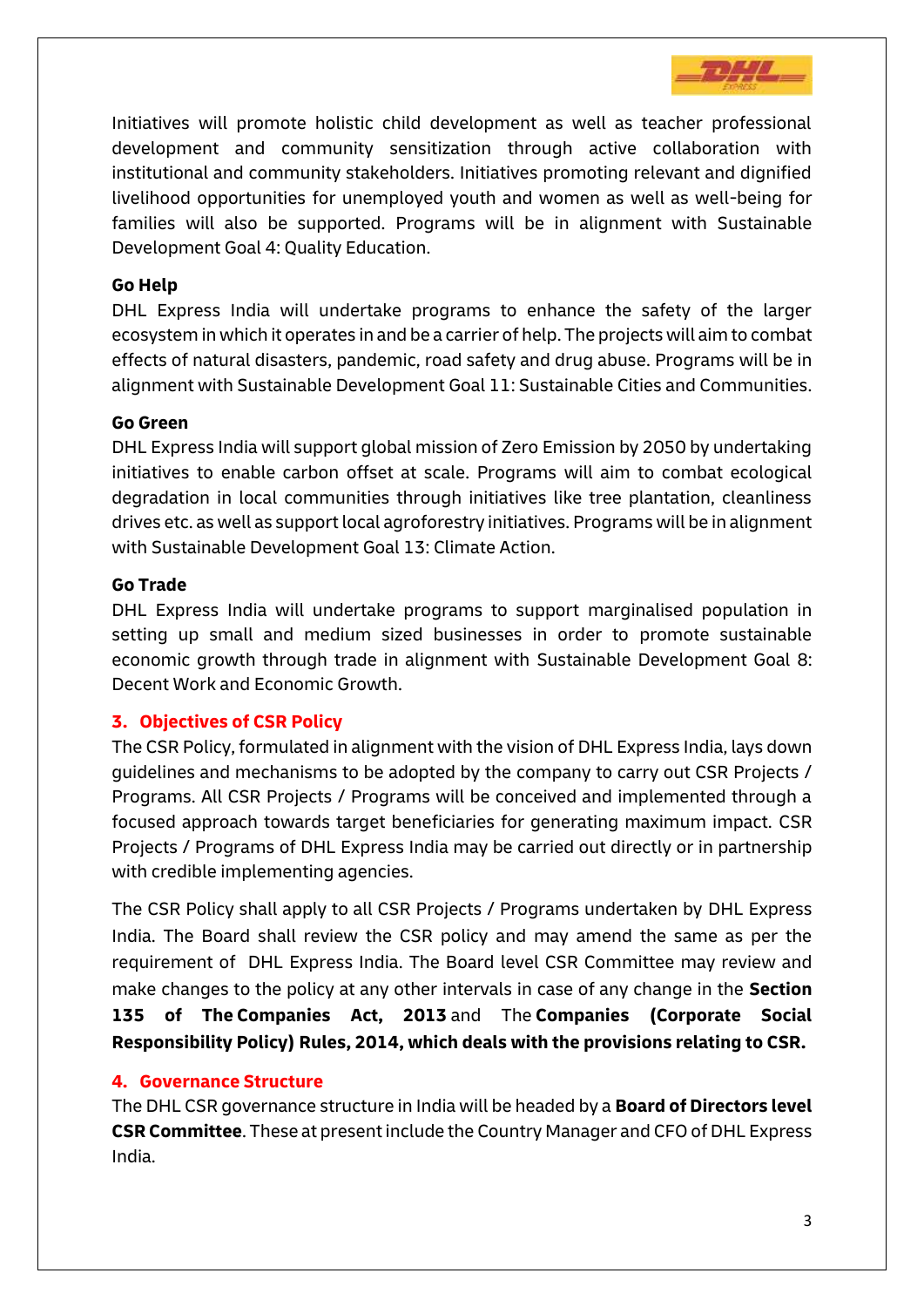Initiatives will promote holistic child development as well as teacher professional development and community sensitization through active collaboration with institutional and community stakeholders. Initiatives promoting relevant and dignified livelihood opportunities for unemployed youth and women as well as well-being for families will also be supported. Programs will be in alignment with Sustainable Development Goal 4: Quality Education.

**Go Help**

DHL Express India will undertake programs to enhance the safety of the larger ecosystem in which it operates in and be a carrier of help. The projects will aim to combat effects of natural disasters, pandemic, road safety and drug abuse. Programs will be in alignment with Sustainable Development Goal 11: Sustainable Cities and Communities.

**Go Green**

DHL Express India will support global mission of Zero Emission by 2050 by undertaking initiatives to enable carbon offset at scale. Programs will aim to combat ecological degradation in local communities through initiatives like tree plantation, cleanliness drives etc. as well as support local agroforestry initiatives. Programs will be in alignment with Sustainable Development Goal 13: Climate Action.

**Go Trade**

DHL Express India will undertake programs to support marginalised population in setting up small and medium sized businesses in order to promote sustainable economic growth through trade in alignment with Sustainable Development Goal 8: Decent Work and Economic Growth.

## 3. Objectives of CSR Policy

The CSR Policy, formulated in alignment with the vision of DHL Express India, lays down guidelines and mechanisms to be adopted by the company to carry out CSR Projects / Programs. All CSR Projects / Programs will be conceived and implemented through a focused approach towards target beneficiaries for generating maximum impact. CSR Projects / Programs of DHL Express India may be carried out directly or in partnership with credible implementing agencies.

The CSR Policy shall apply to all CSR Projects / Programs undertaken by DHL Express India. The Board shall review the CSR policy and may amend the same as per the requirement of DHL Express India. The Board level CSR Committee may review and make changes to the policy at any other intervals in case of any change in the **Section 135 of The Companies Act, 2013** and The **Companies (Corporate Social Responsibility Policy) Rules, 2014, which deals with the provisions relating to CSR.**

## 4. Governance Structure

The DHL CSR governance structure in India will be headed by a **Board of Directors level CSR Committee**. These at present include the Country Manager and CFO of DHL Express India.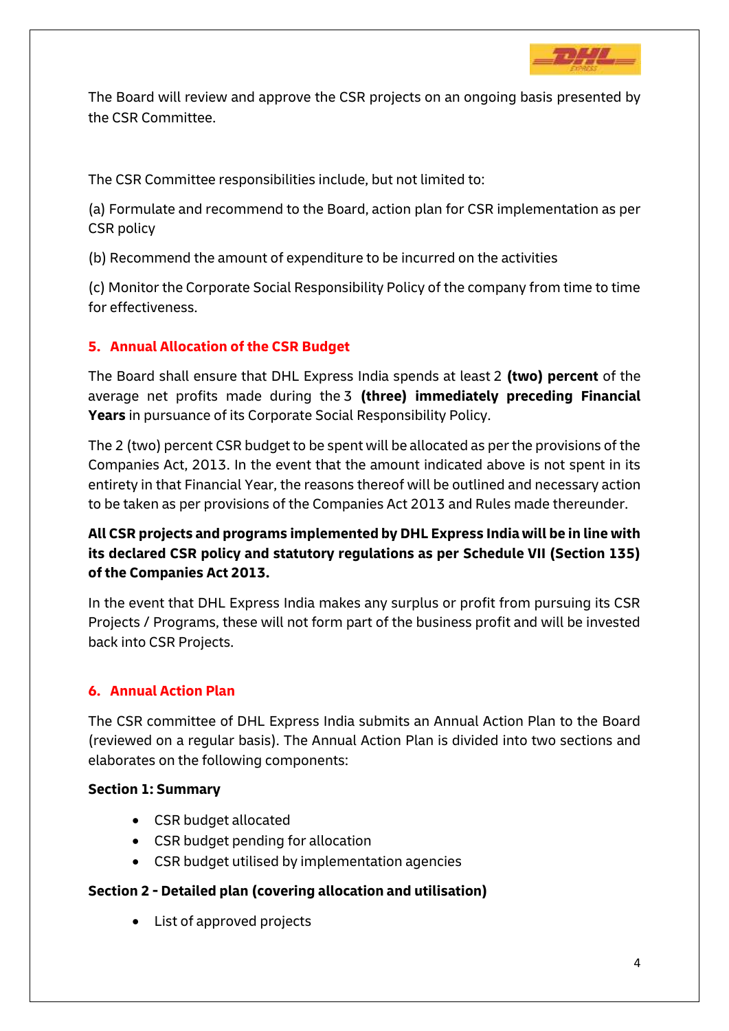The Board will review and approve the CSR projects on an ongoing basis presented by the CSR Committee.

The CSR Committee responsibilities include, but not limited to:

(a) Formulate and recommend to the Board, action plan for CSR implementation as per CSR policy

(b) Recommend the amount of expenditure to be incurred on the activities

(c) Monitor the Corporate Social Responsibility Policy of the company from time to time for effectiveness.

## 5. Annual Allocation of the CSR Budget

The Board shall ensure that DHL Express India spends at least 2 **(two) percent** of the average net profits made during the 3 **(three) immediately preceding Financial Years** in pursuance of its Corporate Social Responsibility Policy.

The 2 (two) percent CSR budget to be spent will be allocated as per the provisions of the Companies Act, 2013. In the event that the amount indicated above is not spent in its entirety in that Financial Year, the reasons thereof will be outlined and necessary action to be taken as per provisions of the Companies Act 2013 and Rules made thereunder.

**All CSR projects and programs implemented by DHL Express India will be in line with its declared CSR policy and statutory regulations as per Schedule VII (Section 135) of the Companies Act 2013.**

In the event that DHL Express India makes any surplus or profit from pursuing its CSR Projects / Programs, these will not form part of the business profit and will be invested back into CSR Projects.

## 6. Annual Action Plan

The CSR committee of DHL Express India submits an Annual Action Plan to the Board (reviewed on a regular basis). The Annual Action Plan is divided into two sections and elaborates on the following components:

**Section 1: Summary**

- CSR budget allocated
- CSR budget pending for allocation
- CSR budget utilised by implementation agencies

**Section 2 - Detailed plan (covering allocation and utilisation)**

- List of approved projects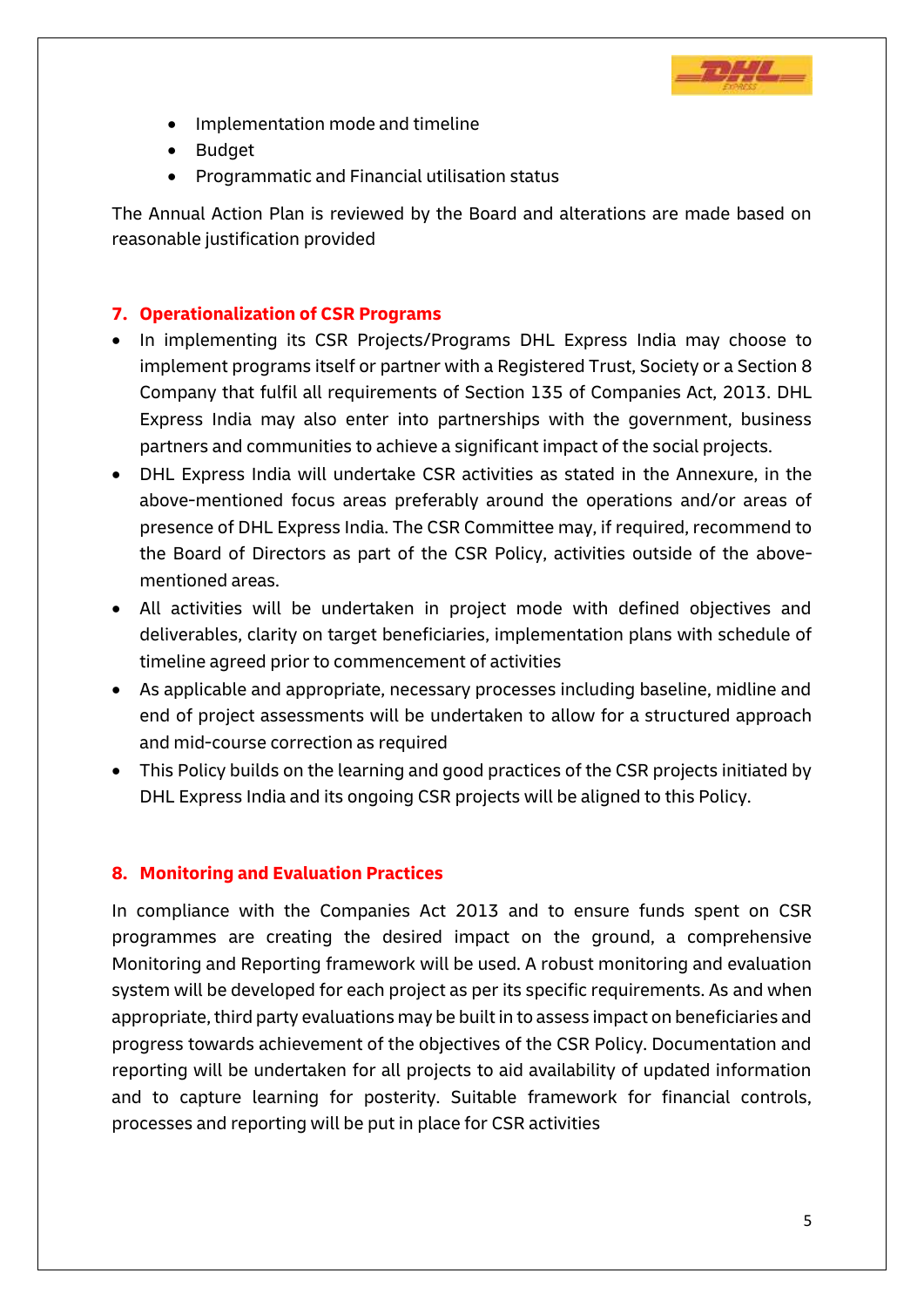- Implementation mode and timeline
- Budget
- Programmatic and Financial utilisation status

The Annual Action Plan is reviewed by the Board and alterations are made based on reasonable justification provided

## 7. Operationalization of CSR Programs

- In implementing its CSR Projects/Programs DHL Express India may choose to implement programs itself or partner with a Registered Trust, Society or a Section 8 Company that fulfil all requirements of Section 135 of Companies Act, 2013. DHL Express India may also enter into partnerships with the government, business partners and communities to achieve a significant impact of the social projects.
- DHL Express India will undertake CSR activities as stated in the Annexure, in the above-mentioned focus areas preferably around the operations and/or areas of presence of DHL Express India. The CSR Committee may, if required, recommend to the Board of Directors as part of the CSR Policy, activities outside of the above-mentioned areas.
- All activities will be undertaken in project mode with defined objectives and deliverables, clarity on target beneficiaries, implementation plans with schedule of timeline agreed prior to commencement of activities
- As applicable and appropriate, necessary processes including baseline, midline and end of project assessments will be undertaken to allow for a structured approach and mid-course correction as required
- This Policy builds on the learning and good practices of the CSR projects initiated by DHL Express India and its ongoing CSR projects will be aligned to this Policy.

## 8. Monitoring and Evaluation Practices

In compliance with the Companies Act 2013 and to ensure funds spent on CSR programmes are creating the desired impact on the ground, a comprehensive Monitoring and Reporting framework will be used. A robust monitoring and evaluation system will be developed for each project as per its specific requirements. As and when appropriate, third party evaluations may be built in to assess impact on beneficiaries and progress towards achievement of the objectives of the CSR Policy. Documentation and reporting will be undertaken for all projects to aid availability of updated information and to capture learning for posterity. Suitable framework for financial controls, processes and reporting will be put in place for CSR activities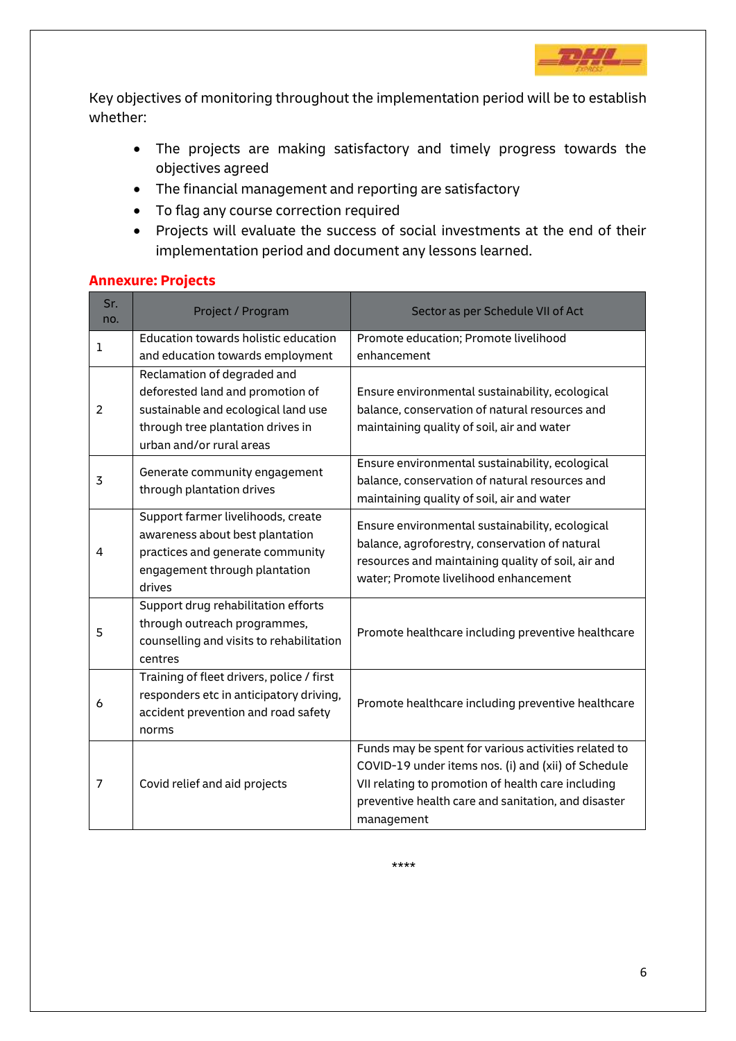Key objectives of monitoring throughout the implementation period will be to establish whether:

- The projects are making satisfactory and timely progress towards the objectives agreed
- The financial management and reporting are satisfactory
- To flag any course correction required
- Projects will evaluate the success of social investments at the end of their implementation period and document any lessons learned.

## Annexure: Projects

| Sr. no. | Project / Program | Sector as per Schedule VII of Act |
|---|---|---|
| 1 | Education towards holistic education and education towards employment | Promote education; Promote livelihood enhancement |
| 2 | Reclamation of degraded and deforested land and promotion of sustainable and ecological land use through tree plantation drives in urban and/or rural areas | Ensure environmental sustainability, ecological balance, conservation of natural resources and maintaining quality of soil, air and water |
| 3 | Generate community engagement through plantation drives | Ensure environmental sustainability, ecological balance, conservation of natural resources and maintaining quality of soil, air and water |
| 4 | Support farmer livelihoods, create awareness about best plantation practices and generate community engagement through plantation drives | Ensure environmental sustainability, ecological balance, agroforestry, conservation of natural resources and maintaining quality of soil, air and water; Promote livelihood enhancement |
| 5 | Support drug rehabilitation efforts through outreach programmes, counselling and visits to rehabilitation centres | Promote healthcare including preventive healthcare |
| 6 | Training of fleet drivers, police / first responders etc in anticipatory driving, accident prevention and road safety norms | Promote healthcare including preventive healthcare |
| 7 | Covid relief and aid projects | Funds may be spent for various activities related to COVID-19 under items nos. (i) and (xii) of Schedule VII relating to promotion of health care including preventive health care and sanitation, and disaster management |

****